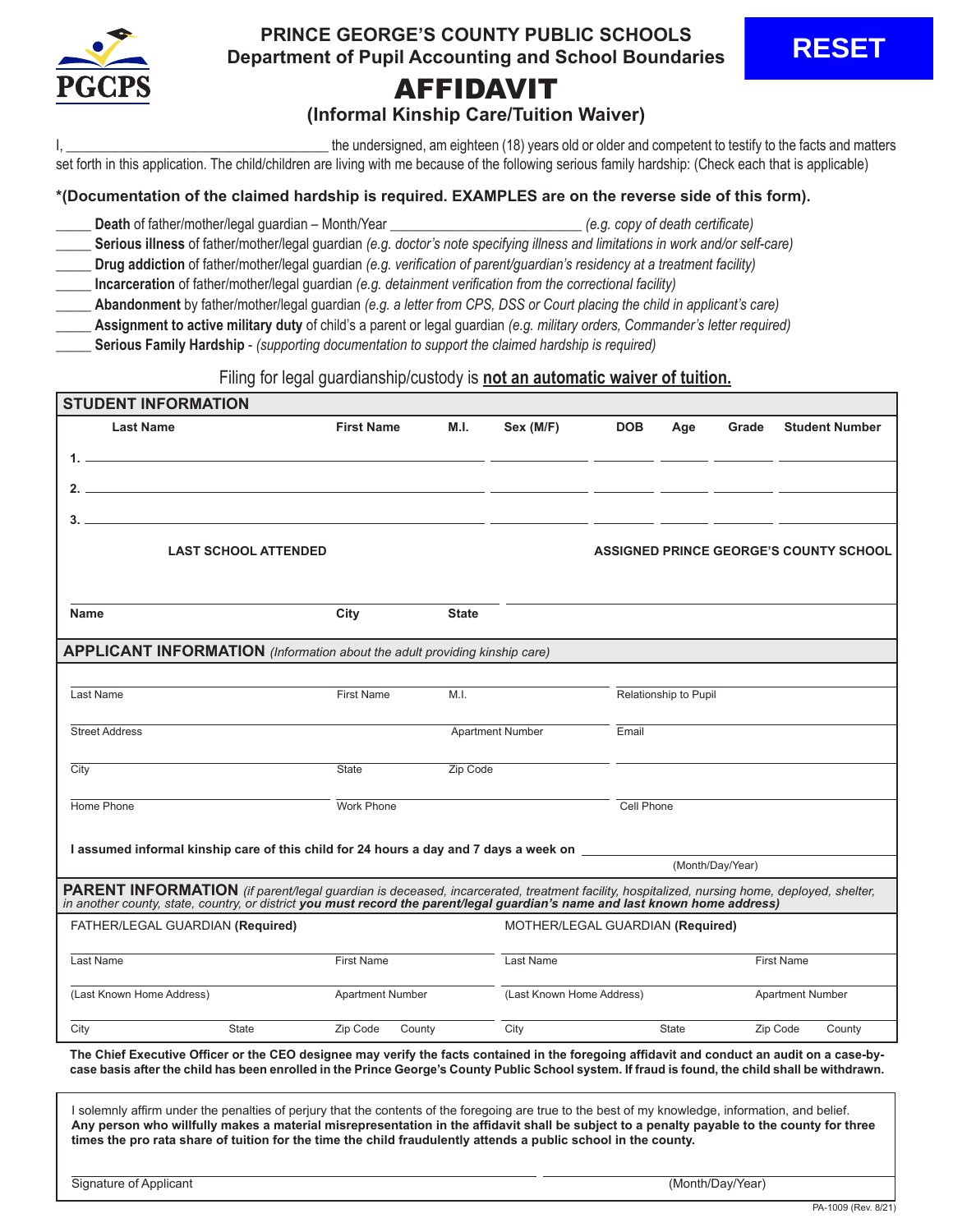**PRINCE GEORGE'S COUNTY PUBLIC SCHOOLS**
**Department of Pupil Accounting and School Boundaries**

RESET

# AFFIDAVIT

## (Informal Kinship Care/Tuition Waiver)

I, ________________________________ the undersigned, am eighteen (18) years old or older and competent to testify to the facts and matters set forth in this application. The child/children are living with me because of the following serious family hardship: (Check each that is applicable)

**\*(Documentation of the claimed hardship is required. EXAMPLES are on the reverse side of this form).**

_____ **Death** of father/mother/legal guardian – Month/Year ______________________ *(e.g. copy of death certificate)*
_____ **Serious illness** of father/mother/legal guardian *(e.g. doctor's note specifying illness and limitations in work and/or self-care)*
_____ **Drug addiction** of father/mother/legal guardian *(e.g. verification of parent/guardian's residency at a treatment facility)*
_____ **Incarceration** of father/mother/legal guardian *(e.g. detainment verification from the correctional facility)*
_____ **Abandonment** by father/mother/legal guardian *(e.g. a letter from CPS, DSS or Court placing the child in applicant's care)*
_____ **Assignment to active military duty** of child's a parent or legal guardian *(e.g. military orders, Commander's letter required)*
_____ **Serious Family Hardship** - *(supporting documentation to support the claimed hardship is required)*

Filing for legal guardianship/custody is **not an automatic waiver of tuition.**

### STUDENT INFORMATION

| | Last Name | First Name | M.I. | Sex (M/F) | DOB | Age | Grade | Student Number |
|---|---|---|---|---|---|---|---|---|
| 1. | | | | | | | | |
| 2. | | | | | | | | |
| 3. | | | | | | | | |

**LAST SCHOOL ATTENDED**

Name ______________ City ______________ State ______________

**ASSIGNED PRINCE GEORGE'S COUNTY SCHOOL**

______________________________

### APPLICANT INFORMATION *(Information about the adult providing kinship care)*

Last Name ______________ First Name ______________ M.I. ______ Relationship to Pupil ______________

Street Address ______________ Apartment Number ______________ Email ______________

City ______________ State ______________ Zip Code ______________

Home Phone ______________ Work Phone ______________ Cell Phone ______________

**I assumed informal kinship care of this child for 24 hours a day and 7 days a week on** ______________ (Month/Day/Year)

### PARENT INFORMATION *(if parent/legal guardian is deceased, incarcerated, treatment facility, hospitalized, nursing home, deployed, shelter, in another county, state, country, or district* ***you must record the parent/legal guardian's name and last known home address)***

**FATHER/LEGAL GUARDIAN (Required)**

Last Name ______________ First Name ______________

(Last Known Home Address) ______________ Apartment Number ______________

City ______________ State ______________ Zip Code ______________ County ______________

**MOTHER/LEGAL GUARDIAN (Required)**

Last Name ______________ First Name ______________

(Last Known Home Address) ______________ Apartment Number ______________

City ______________ State ______________ Zip Code ______________ County ______________

**The Chief Executive Officer or the CEO designee may verify the facts contained in the foregoing affidavit and conduct an audit on a case-by-case basis after the child has been enrolled in the Prince George's County Public School system. If fraud is found, the child shall be withdrawn.**

I solemnly affirm under the penalties of perjury that the contents of the foregoing are true to the best of my knowledge, information, and belief. **Any person who willfully makes a material misrepresentation in the affidavit shall be subject to a penalty payable to the county for three times the pro rata share of tuition for the time the child fraudulently attends a public school in the county.**

Signature of Applicant ______________________________ (Month/Day/Year) ______________

PA-1009 (Rev. 8/21)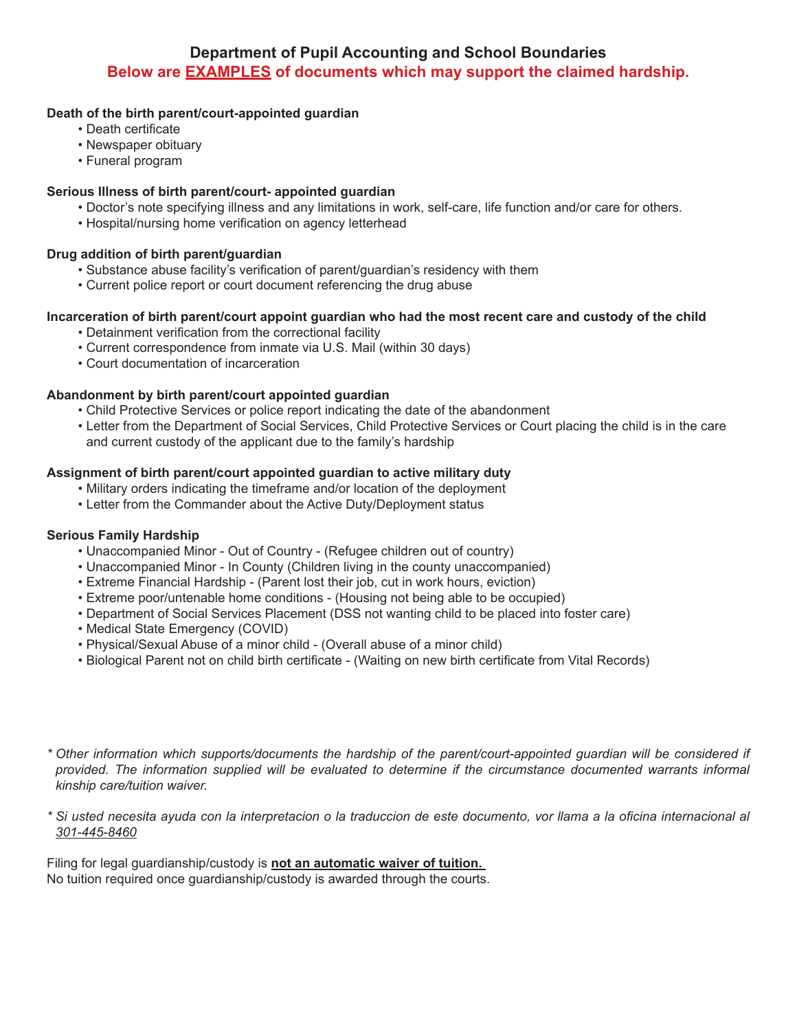## Department of Pupil Accounting and School Boundaries

## Below are <u>EXAMPLES</u> of documents which may support the claimed hardship.

**Death of the birth parent/court-appointed guardian**

- Death certificate
- Newspaper obituary
- Funeral program

**Serious Illness of birth parent/court- appointed guardian**

- Doctor's note specifying illness and any limitations in work, self-care, life function and/or care for others.
- Hospital/nursing home verification on agency letterhead

**Drug addition of birth parent/guardian**

- Substance abuse facility's verification of parent/guardian's residency with them
- Current police report or court document referencing the drug abuse

**Incarceration of birth parent/court appoint guardian who had the most recent care and custody of the child**

- Detainment verification from the correctional facility
- Current correspondence from inmate via U.S. Mail (within 30 days)
- Court documentation of incarceration

**Abandonment by birth parent/court appointed guardian**

- Child Protective Services or police report indicating the date of the abandonment
- Letter from the Department of Social Services, Child Protective Services or Court placing the child is in the care and current custody of the applicant due to the family's hardship

**Assignment of birth parent/court appointed guardian to active military duty**

- Military orders indicating the timeframe and/or location of the deployment
- Letter from the Commander about the Active Duty/Deployment status

**Serious Family Hardship**

- Unaccompanied Minor - Out of Country - (Refugee children out of country)
- Unaccompanied Minor - In County (Children living in the county unaccompanied)
- Extreme Financial Hardship - (Parent lost their job, cut in work hours, eviction)
- Extreme poor/untenable home conditions - (Housing not being able to be occupied)
- Department of Social Services Placement (DSS not wanting child to be placed into foster care)
- Medical State Emergency (COVID)
- Physical/Sexual Abuse of a minor child - (Overall abuse of a minor child)
- Biological Parent not on child birth certificate - (Waiting on new birth certificate from Vital Records)

*\* Other information which supports/documents the hardship of the parent/court-appointed guardian will be considered if provided. The information supplied will be evaluated to determine if the circumstance documented warrants informal kinship care/tuition waiver.*

*\* Si usted necesita ayuda con la interpretacion o la traduccion de este documento, vor llama a la oficina internacional al <u>301-445-8460</u>*

Filing for legal guardianship/custody is **<u>not an automatic waiver of tuition.</u>**
No tuition required once guardianship/custody is awarded through the courts.